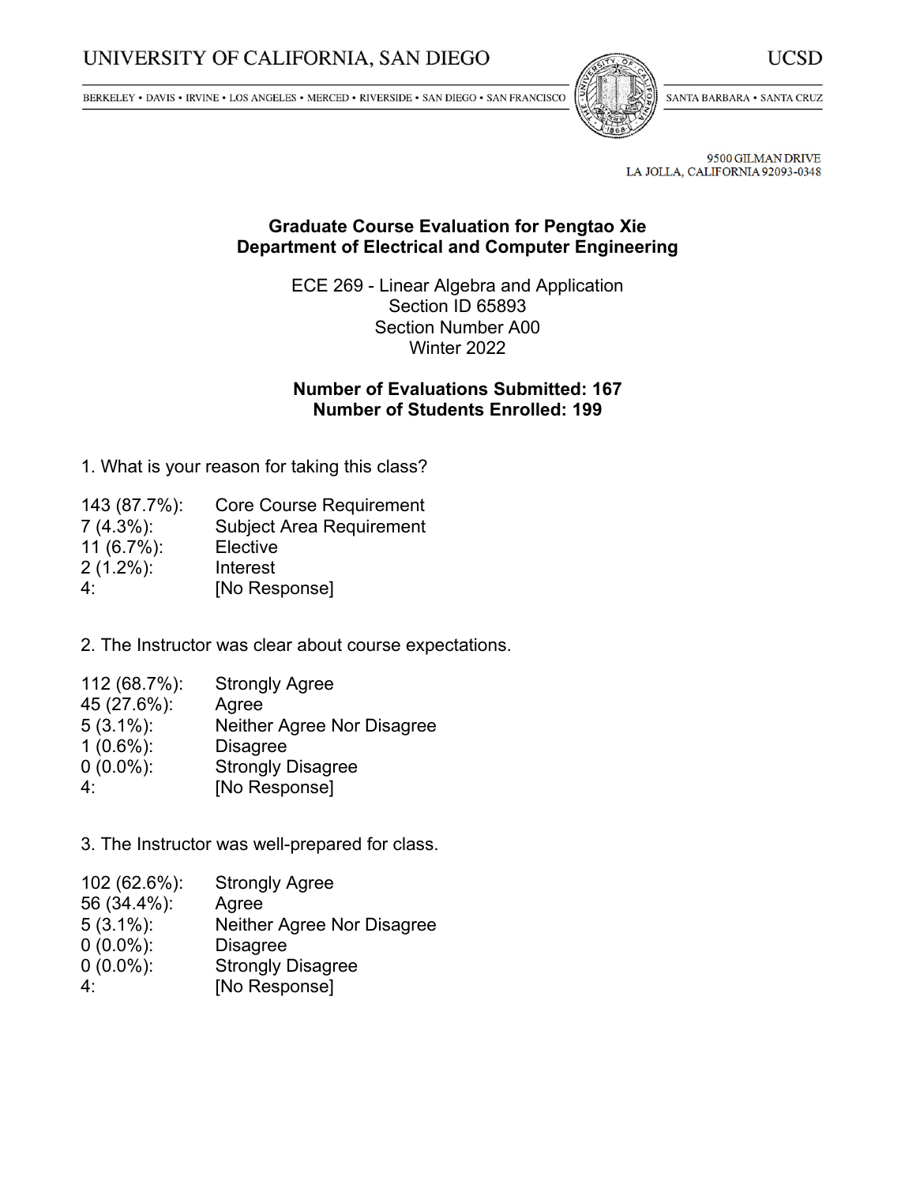UNIVERSITY OF CALIFORNIA, SAN DIEGO

UCSD

BERKELEY • DAVIS • IRVINE • LOS ANGELES • MERCED • RIVERSIDE • SAN DIEGO • SAN FRANCISCO

SANTA BARBARA • SANTA CRUZ

9500 GILMAN DRIVE
LA JOLLA, CALIFORNIA 92093-0348

# Graduate Course Evaluation for Pengtao Xie
## Department of Electrical and Computer Engineering

ECE 269 - Linear Algebra and Application
Section ID 65893
Section Number A00
Winter 2022

**Number of Evaluations Submitted: 167**
**Number of Students Enrolled: 199**

1. What is your reason for taking this class?

| | |
|---|---|
| 143 (87.7%): | Core Course Requirement |
| 7 (4.3%): | Subject Area Requirement |
| 11 (6.7%): | Elective |
| 2 (1.2%): | Interest |
| 4: | [No Response] |

2. The Instructor was clear about course expectations.

| | |
|---|---|
| 112 (68.7%): | Strongly Agree |
| 45 (27.6%): | Agree |
| 5 (3.1%): | Neither Agree Nor Disagree |
| 1 (0.6%): | Disagree |
| 0 (0.0%): | Strongly Disagree |
| 4: | [No Response] |

3. The Instructor was well-prepared for class.

| | |
|---|---|
| 102 (62.6%): | Strongly Agree |
| 56 (34.4%): | Agree |
| 5 (3.1%): | Neither Agree Nor Disagree |
| 0 (0.0%): | Disagree |
| 0 (0.0%): | Strongly Disagree |
| 4: | [No Response] |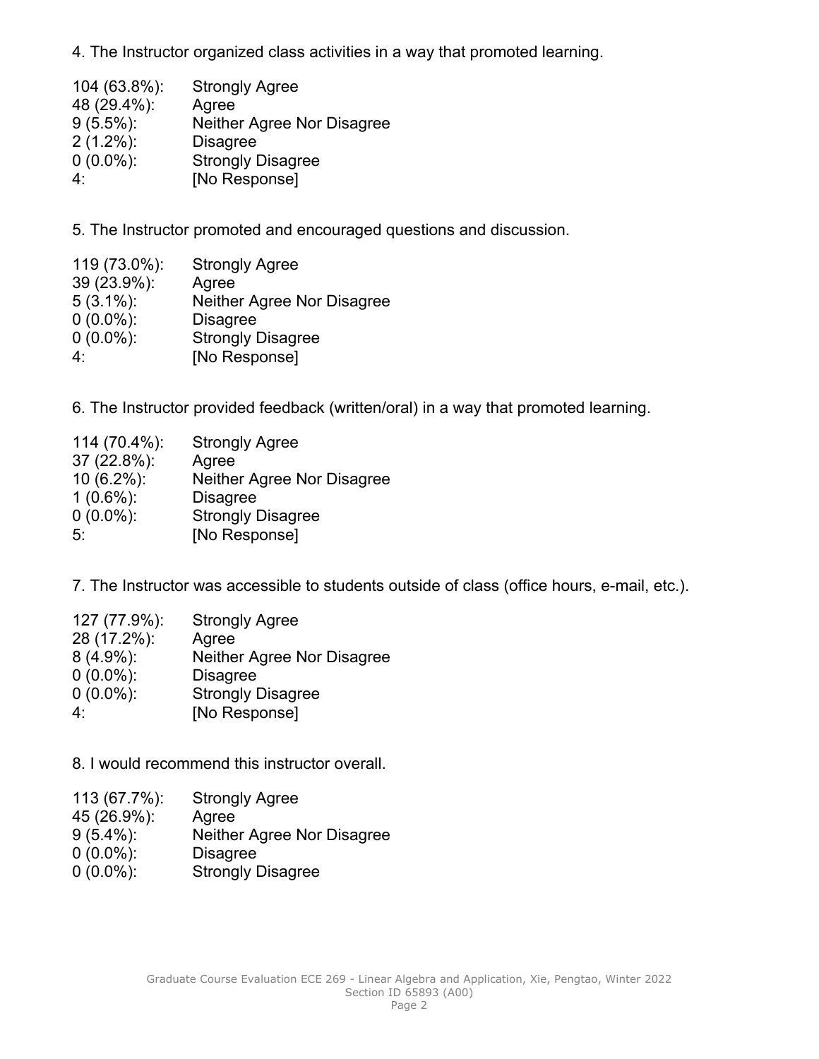4. The Instructor organized class activities in a way that promoted learning.

| | |
|---|---|
| 104 (63.8%): | Strongly Agree |
| 48 (29.4%): | Agree |
| 9 (5.5%): | Neither Agree Nor Disagree |
| 2 (1.2%): | Disagree |
| 0 (0.0%): | Strongly Disagree |
| 4: | [No Response] |

5. The Instructor promoted and encouraged questions and discussion.

| | |
|---|---|
| 119 (73.0%): | Strongly Agree |
| 39 (23.9%): | Agree |
| 5 (3.1%): | Neither Agree Nor Disagree |
| 0 (0.0%): | Disagree |
| 0 (0.0%): | Strongly Disagree |
| 4: | [No Response] |

6. The Instructor provided feedback (written/oral) in a way that promoted learning.

| | |
|---|---|
| 114 (70.4%): | Strongly Agree |
| 37 (22.8%): | Agree |
| 10 (6.2%): | Neither Agree Nor Disagree |
| 1 (0.6%): | Disagree |
| 0 (0.0%): | Strongly Disagree |
| 5: | [No Response] |

7. The Instructor was accessible to students outside of class (office hours, e-mail, etc.).

| | |
|---|---|
| 127 (77.9%): | Strongly Agree |
| 28 (17.2%): | Agree |
| 8 (4.9%): | Neither Agree Nor Disagree |
| 0 (0.0%): | Disagree |
| 0 (0.0%): | Strongly Disagree |
| 4: | [No Response] |

8. I would recommend this instructor overall.

| | |
|---|---|
| 113 (67.7%): | Strongly Agree |
| 45 (26.9%): | Agree |
| 9 (5.4%): | Neither Agree Nor Disagree |
| 0 (0.0%): | Disagree |
| 0 (0.0%): | Strongly Disagree |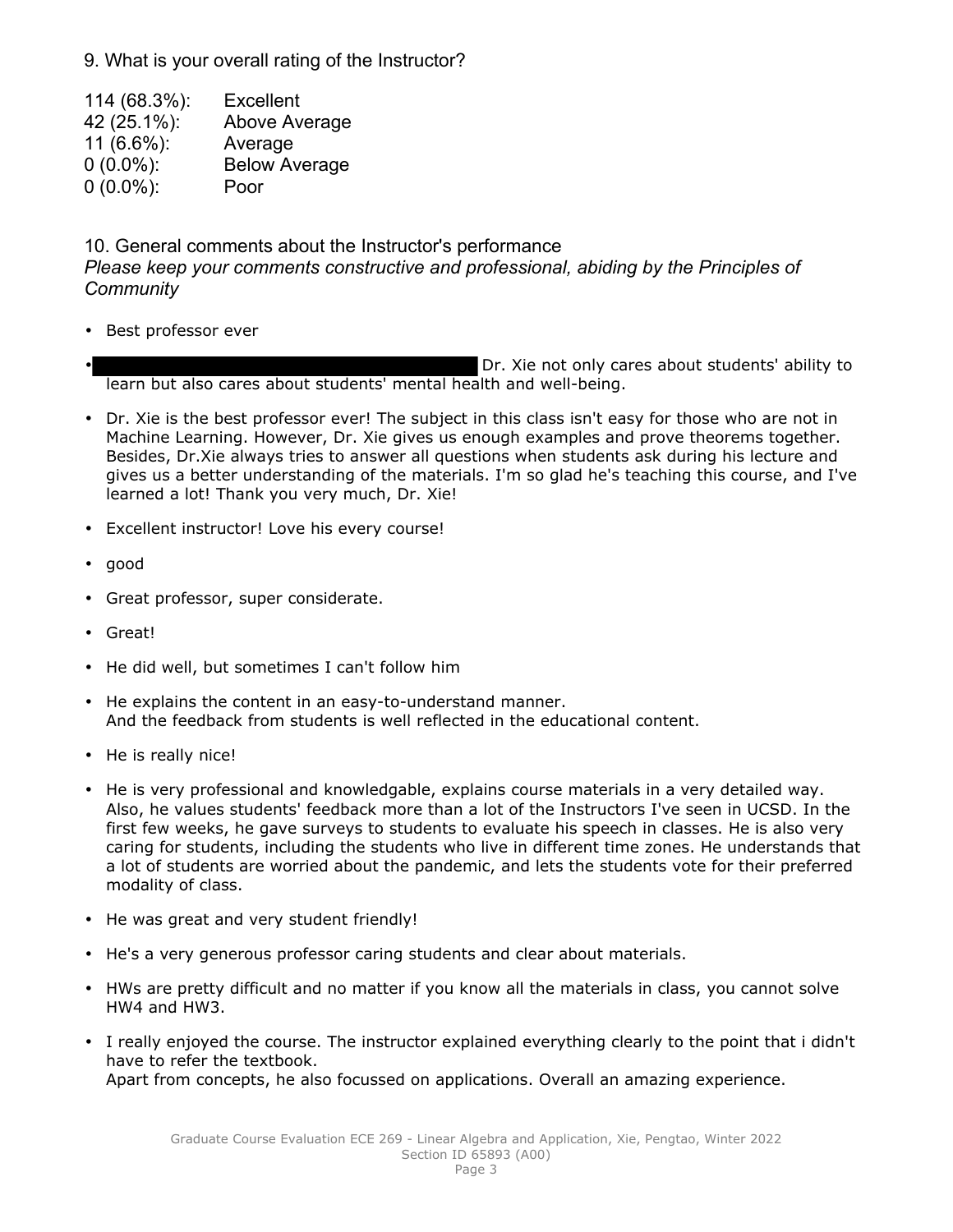9. What is your overall rating of the Instructor?

114 (68.3%): Excellent
42 (25.1%): Above Average
11 (6.6%): Average
0 (0.0%): Below Average
0 (0.0%): Poor

10. General comments about the Instructor's performance
*Please keep your comments constructive and professional, abiding by the Principles of Community*

- Best professor ever
- [REDACTED] Dr. Xie not only cares about students' ability to learn but also cares about students' mental health and well-being.
- Dr. Xie is the best professor ever! The subject in this class isn't easy for those who are not in Machine Learning. However, Dr. Xie gives us enough examples and prove theorems together. Besides, Dr.Xie always tries to answer all questions when students ask during his lecture and gives us a better understanding of the materials. I'm so glad he's teaching this course, and I've learned a lot! Thank you very much, Dr. Xie!
- Excellent instructor! Love his every course!
- good
- Great professor, super considerate.
- Great!
- He did well, but sometimes I can't follow him
- He explains the content in an easy-to-understand manner.
  And the feedback from students is well reflected in the educational content.
- He is really nice!
- He is very professional and knowledgable, explains course materials in a very detailed way. Also, he values students' feedback more than a lot of the Instructors I've seen in UCSD. In the first few weeks, he gave surveys to students to evaluate his speech in classes. He is also very caring for students, including the students who live in different time zones. He understands that a lot of students are worried about the pandemic, and lets the students vote for their preferred modality of class.
- He was great and very student friendly!
- He's a very generous professor caring students and clear about materials.
- HWs are pretty difficult and no matter if you know all the materials in class, you cannot solve HW4 and HW3.
- I really enjoyed the course. The instructor explained everything clearly to the point that i didn't have to refer the textbook.
  Apart from concepts, he also focussed on applications. Overall an amazing experience.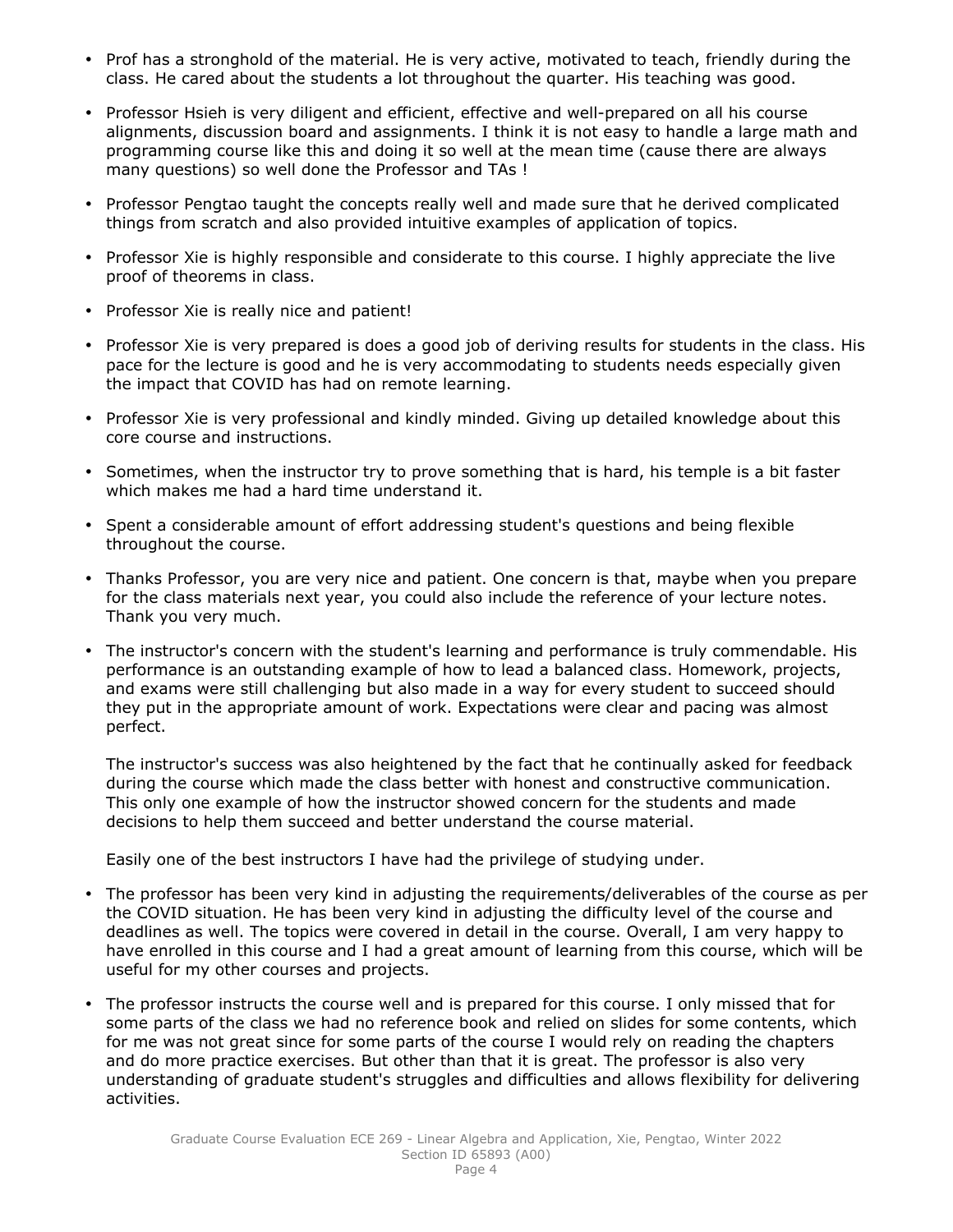- Prof has a stronghold of the material. He is very active, motivated to teach, friendly during the class. He cared about the students a lot throughout the quarter. His teaching was good.

- Professor Hsieh is very diligent and efficient, effective and well-prepared on all his course alignments, discussion board and assignments. I think it is not easy to handle a large math and programming course like this and doing it so well at the mean time (cause there are always many questions) so well done the Professor and TAs !

- Professor Pengtao taught the concepts really well and made sure that he derived complicated things from scratch and also provided intuitive examples of application of topics.

- Professor Xie is highly responsible and considerate to this course. I highly appreciate the live proof of theorems in class.

- Professor Xie is really nice and patient!

- Professor Xie is very prepared is does a good job of deriving results for students in the class. His pace for the lecture is good and he is very accommodating to students needs especially given the impact that COVID has had on remote learning.

- Professor Xie is very professional and kindly minded. Giving up detailed knowledge about this core course and instructions.

- Sometimes, when the instructor try to prove something that is hard, his temple is a bit faster which makes me had a hard time understand it.

- Spent a considerable amount of effort addressing student's questions and being flexible throughout the course.

- Thanks Professor, you are very nice and patient. One concern is that, maybe when you prepare for the class materials next year, you could also include the reference of your lecture notes. Thank you very much.

- The instructor's concern with the student's learning and performance is truly commendable. His performance is an outstanding example of how to lead a balanced class. Homework, projects, and exams were still challenging but also made in a way for every student to succeed should they put in the appropriate amount of work. Expectations were clear and pacing was almost perfect.

  The instructor's success was also heightened by the fact that he continually asked for feedback during the course which made the class better with honest and constructive communication. This only one example of how the instructor showed concern for the students and made decisions to help them succeed and better understand the course material.

  Easily one of the best instructors I have had the privilege of studying under.

- The professor has been very kind in adjusting the requirements/deliverables of the course as per the COVID situation. He has been very kind in adjusting the difficulty level of the course and deadlines as well. The topics were covered in detail in the course. Overall, I am very happy to have enrolled in this course and I had a great amount of learning from this course, which will be useful for my other courses and projects.

- The professor instructs the course well and is prepared for this course. I only missed that for some parts of the class we had no reference book and relied on slides for some contents, which for me was not great since for some parts of the course I would rely on reading the chapters and do more practice exercises. But other than that it is great. The professor is also very understanding of graduate student's struggles and difficulties and allows flexibility for delivering activities.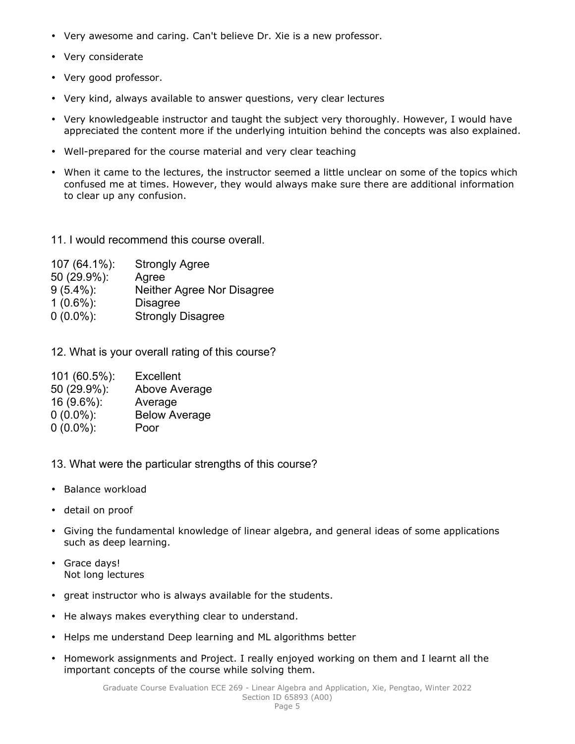- Very awesome and caring. Can't believe Dr. Xie is a new professor.
- Very considerate
- Very good professor.
- Very kind, always available to answer questions, very clear lectures
- Very knowledgeable instructor and taught the subject very thoroughly. However, I would have appreciated the content more if the underlying intuition behind the concepts was also explained.
- Well-prepared for the course material and very clear teaching
- When it came to the lectures, the instructor seemed a little unclear on some of the topics which confused me at times. However, they would always make sure there are additional information to clear up any confusion.

11. I would recommend this course overall.

| | |
|---|---|
| 107 (64.1%): | Strongly Agree |
| 50 (29.9%): | Agree |
| 9 (5.4%): | Neither Agree Nor Disagree |
| 1 (0.6%): | Disagree |
| 0 (0.0%): | Strongly Disagree |

12. What is your overall rating of this course?

| | |
|---|---|
| 101 (60.5%): | Excellent |
| 50 (29.9%): | Above Average |
| 16 (9.6%): | Average |
| 0 (0.0%): | Below Average |
| 0 (0.0%): | Poor |

13. What were the particular strengths of this course?

- Balance workload
- detail on proof
- Giving the fundamental knowledge of linear algebra, and general ideas of some applications such as deep learning.
- Grace days!
  Not long lectures
- great instructor who is always available for the students.
- He always makes everything clear to understand.
- Helps me understand Deep learning and ML algorithms better
- Homework assignments and Project. I really enjoyed working on them and I learnt all the important concepts of the course while solving them.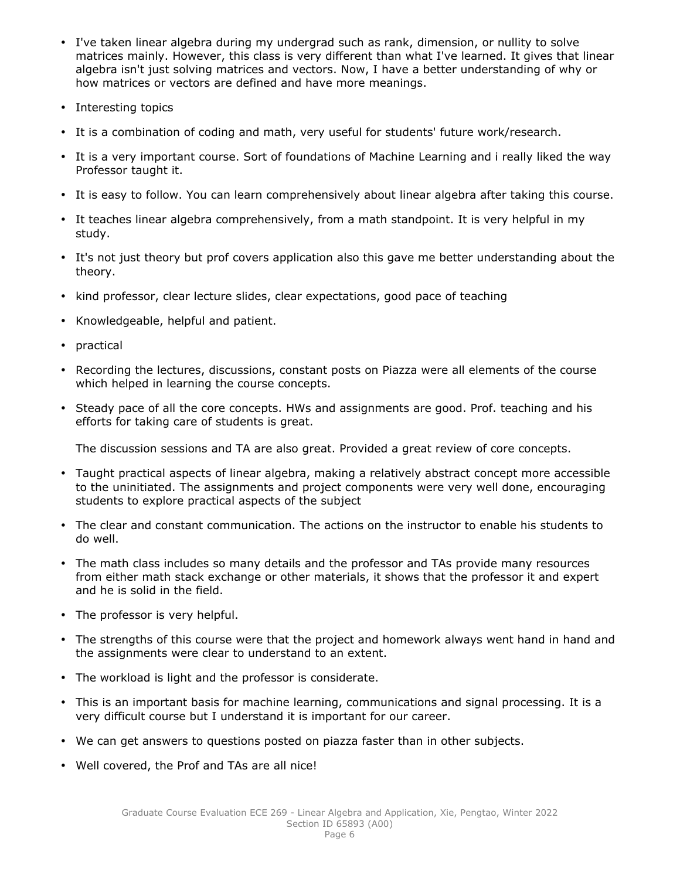- I've taken linear algebra during my undergrad such as rank, dimension, or nullity to solve matrices mainly. However, this class is very different than what I've learned. It gives that linear algebra isn't just solving matrices and vectors. Now, I have a better understanding of why or how matrices or vectors are defined and have more meanings.
- Interesting topics
- It is a combination of coding and math, very useful for students' future work/research.
- It is a very important course. Sort of foundations of Machine Learning and i really liked the way Professor taught it.
- It is easy to follow. You can learn comprehensively about linear algebra after taking this course.
- It teaches linear algebra comprehensively, from a math standpoint. It is very helpful in my study.
- It's not just theory but prof covers application also this gave me better understanding about the theory.
- kind professor, clear lecture slides, clear expectations, good pace of teaching
- Knowledgeable, helpful and patient.
- practical
- Recording the lectures, discussions, constant posts on Piazza were all elements of the course which helped in learning the course concepts.
- Steady pace of all the core concepts. HWs and assignments are good. Prof. teaching and his efforts for taking care of students is great.

  The discussion sessions and TA are also great. Provided a great review of core concepts.
- Taught practical aspects of linear algebra, making a relatively abstract concept more accessible to the uninitiated. The assignments and project components were very well done, encouraging students to explore practical aspects of the subject
- The clear and constant communication. The actions on the instructor to enable his students to do well.
- The math class includes so many details and the professor and TAs provide many resources from either math stack exchange or other materials, it shows that the professor it and expert and he is solid in the field.
- The professor is very helpful.
- The strengths of this course were that the project and homework always went hand in hand and the assignments were clear to understand to an extent.
- The workload is light and the professor is considerate.
- This is an important basis for machine learning, communications and signal processing. It is a very difficult course but I understand it is important for our career.
- We can get answers to questions posted on piazza faster than in other subjects.
- Well covered, the Prof and TAs are all nice!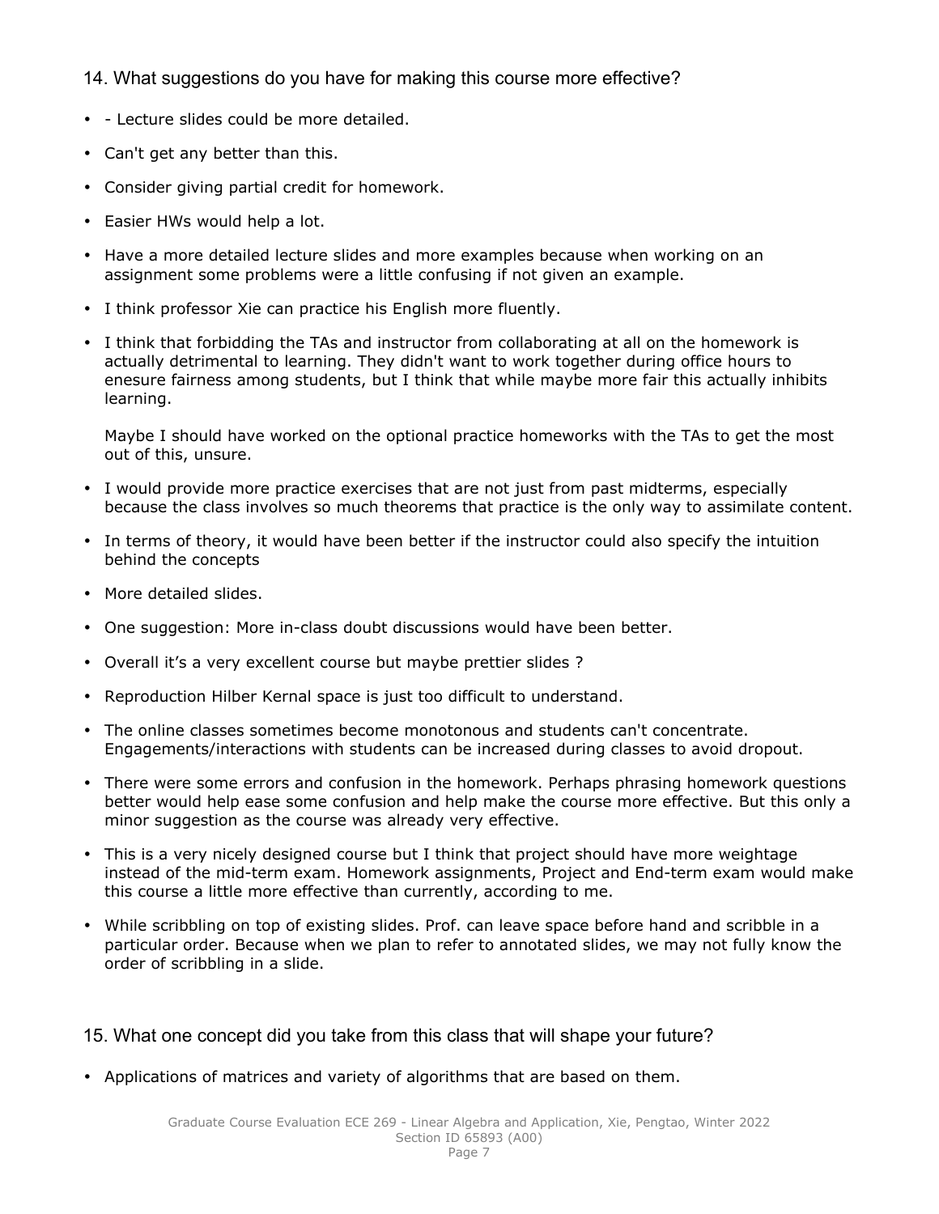## 14. What suggestions do you have for making this course more effective?

- - Lecture slides could be more detailed.
- Can't get any better than this.
- Consider giving partial credit for homework.
- Easier HWs would help a lot.
- Have a more detailed lecture slides and more examples because when working on an assignment some problems were a little confusing if not given an example.
- I think professor Xie can practice his English more fluently.
- I think that forbidding the TAs and instructor from collaborating at all on the homework is actually detrimental to learning. They didn't want to work together during office hours to enesure fairness among students, but I think that while maybe more fair this actually inhibits learning.

  Maybe I should have worked on the optional practice homeworks with the TAs to get the most out of this, unsure.
- I would provide more practice exercises that are not just from past midterms, especially because the class involves so much theorems that practice is the only way to assimilate content.
- In terms of theory, it would have been better if the instructor could also specify the intuition behind the concepts
- More detailed slides.
- One suggestion: More in-class doubt discussions would have been better.
- Overall it's a very excellent course but maybe prettier slides ?
- Reproduction Hilber Kernal space is just too difficult to understand.
- The online classes sometimes become monotonous and students can't concentrate. Engagements/interactions with students can be increased during classes to avoid dropout.
- There were some errors and confusion in the homework. Perhaps phrasing homework questions better would help ease some confusion and help make the course more effective. But this only a minor suggestion as the course was already very effective.
- This is a very nicely designed course but I think that project should have more weightage instead of the mid-term exam. Homework assignments, Project and End-term exam would make this course a little more effective than currently, according to me.
- While scribbling on top of existing slides. Prof. can leave space before hand and scribble in a particular order. Because when we plan to refer to annotated slides, we may not fully know the order of scribbling in a slide.

## 15. What one concept did you take from this class that will shape your future?

- Applications of matrices and variety of algorithms that are based on them.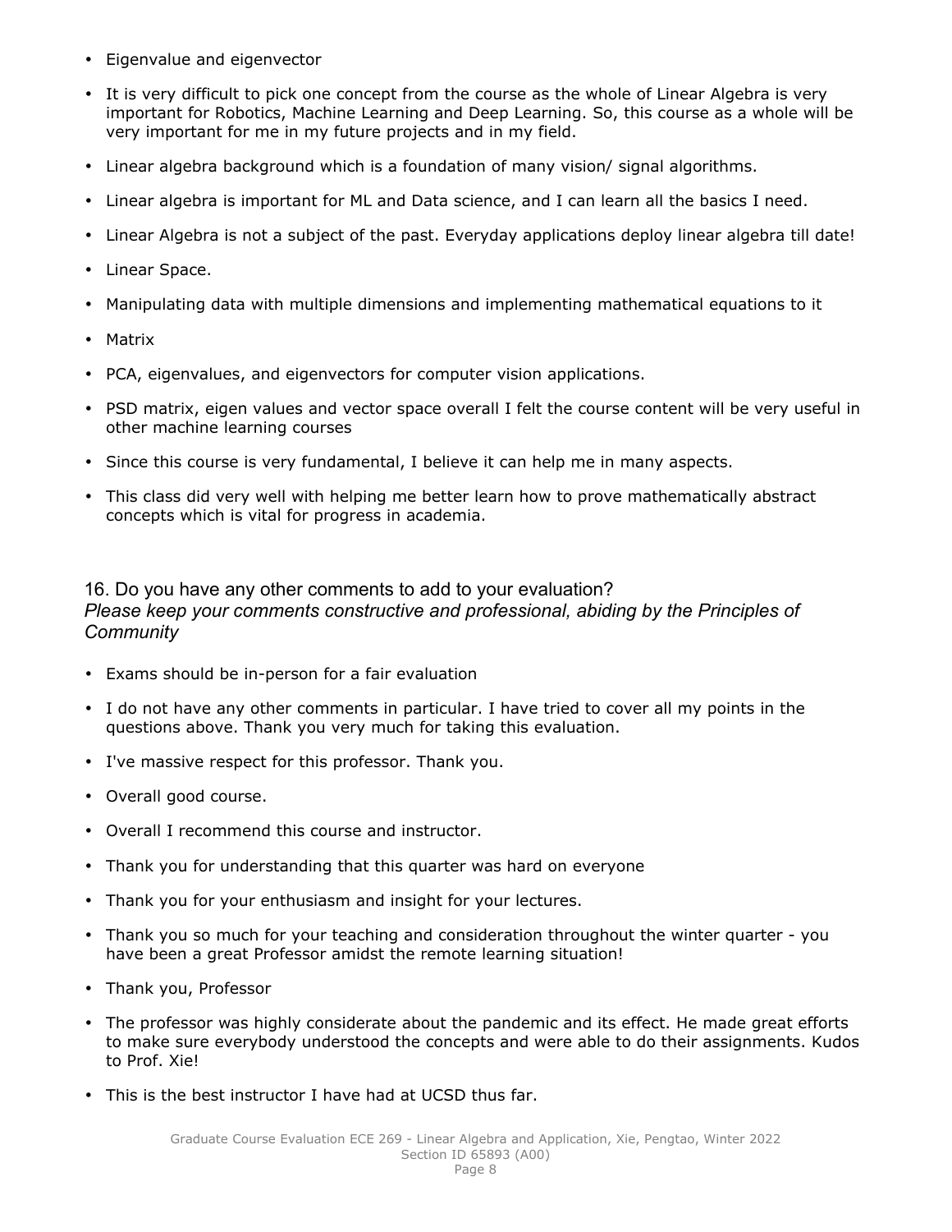- Eigenvalue and eigenvector
- It is very difficult to pick one concept from the course as the whole of Linear Algebra is very important for Robotics, Machine Learning and Deep Learning. So, this course as a whole will be very important for me in my future projects and in my field.
- Linear algebra background which is a foundation of many vision/ signal algorithms.
- Linear algebra is important for ML and Data science, and I can learn all the basics I need.
- Linear Algebra is not a subject of the past. Everyday applications deploy linear algebra till date!
- Linear Space.
- Manipulating data with multiple dimensions and implementing mathematical equations to it
- Matrix
- PCA, eigenvalues, and eigenvectors for computer vision applications.
- PSD matrix, eigen values and vector space overall I felt the course content will be very useful in other machine learning courses
- Since this course is very fundamental, I believe it can help me in many aspects.
- This class did very well with helping me better learn how to prove mathematically abstract concepts which is vital for progress in academia.

### 16. Do you have any other comments to add to your evaluation?

*Please keep your comments constructive and professional, abiding by the Principles of Community*

- Exams should be in-person for a fair evaluation
- I do not have any other comments in particular. I have tried to cover all my points in the questions above. Thank you very much for taking this evaluation.
- I've massive respect for this professor. Thank you.
- Overall good course.
- Overall I recommend this course and instructor.
- Thank you for understanding that this quarter was hard on everyone
- Thank you for your enthusiasm and insight for your lectures.
- Thank you so much for your teaching and consideration throughout the winter quarter - you have been a great Professor amidst the remote learning situation!
- Thank you, Professor
- The professor was highly considerate about the pandemic and its effect. He made great efforts to make sure everybody understood the concepts and were able to do their assignments. Kudos to Prof. Xie!
- This is the best instructor I have had at UCSD thus far.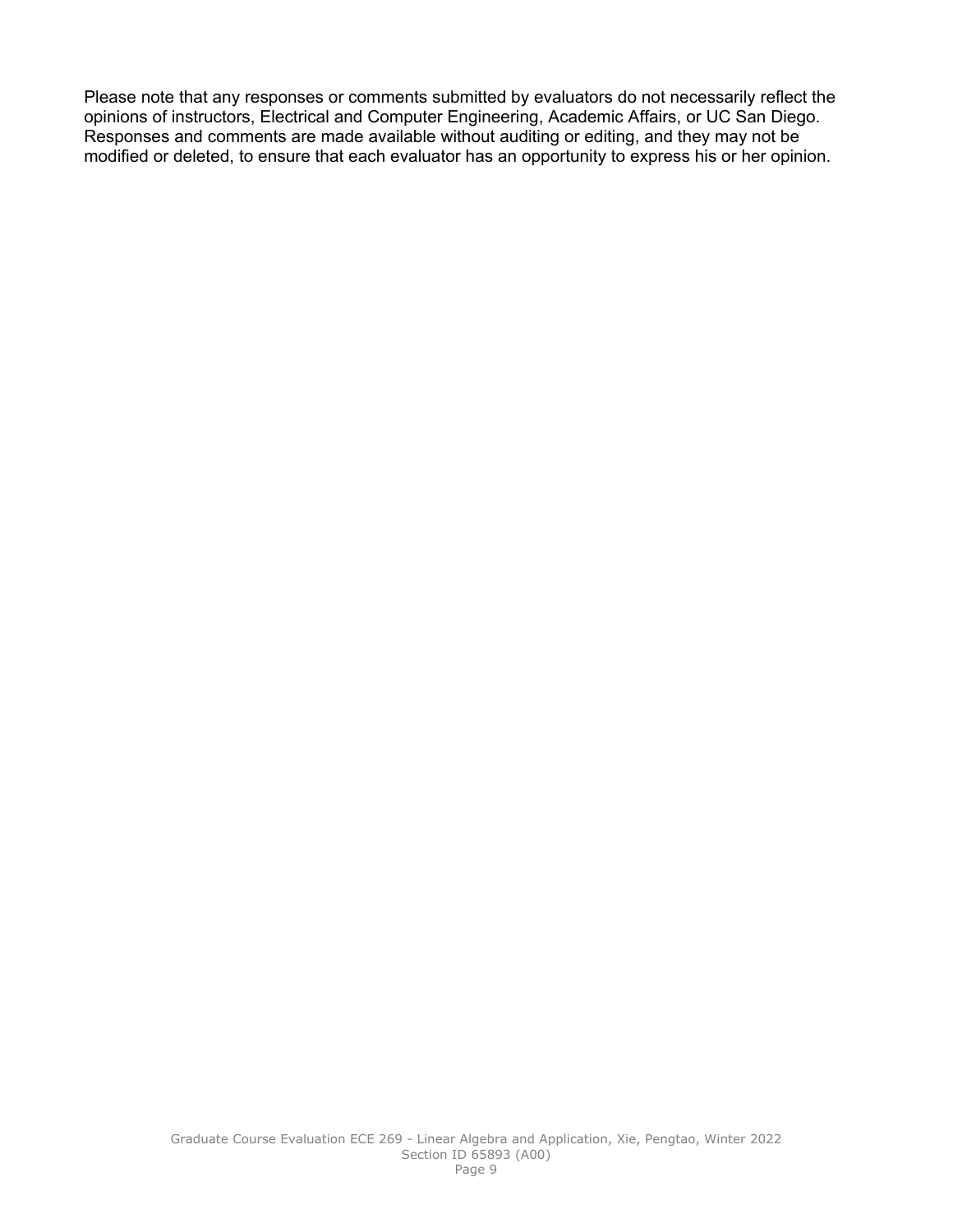Please note that any responses or comments submitted by evaluators do not necessarily reflect the opinions of instructors, Electrical and Computer Engineering, Academic Affairs, or UC San Diego. Responses and comments are made available without auditing or editing, and they may not be modified or deleted, to ensure that each evaluator has an opportunity to express his or her opinion.